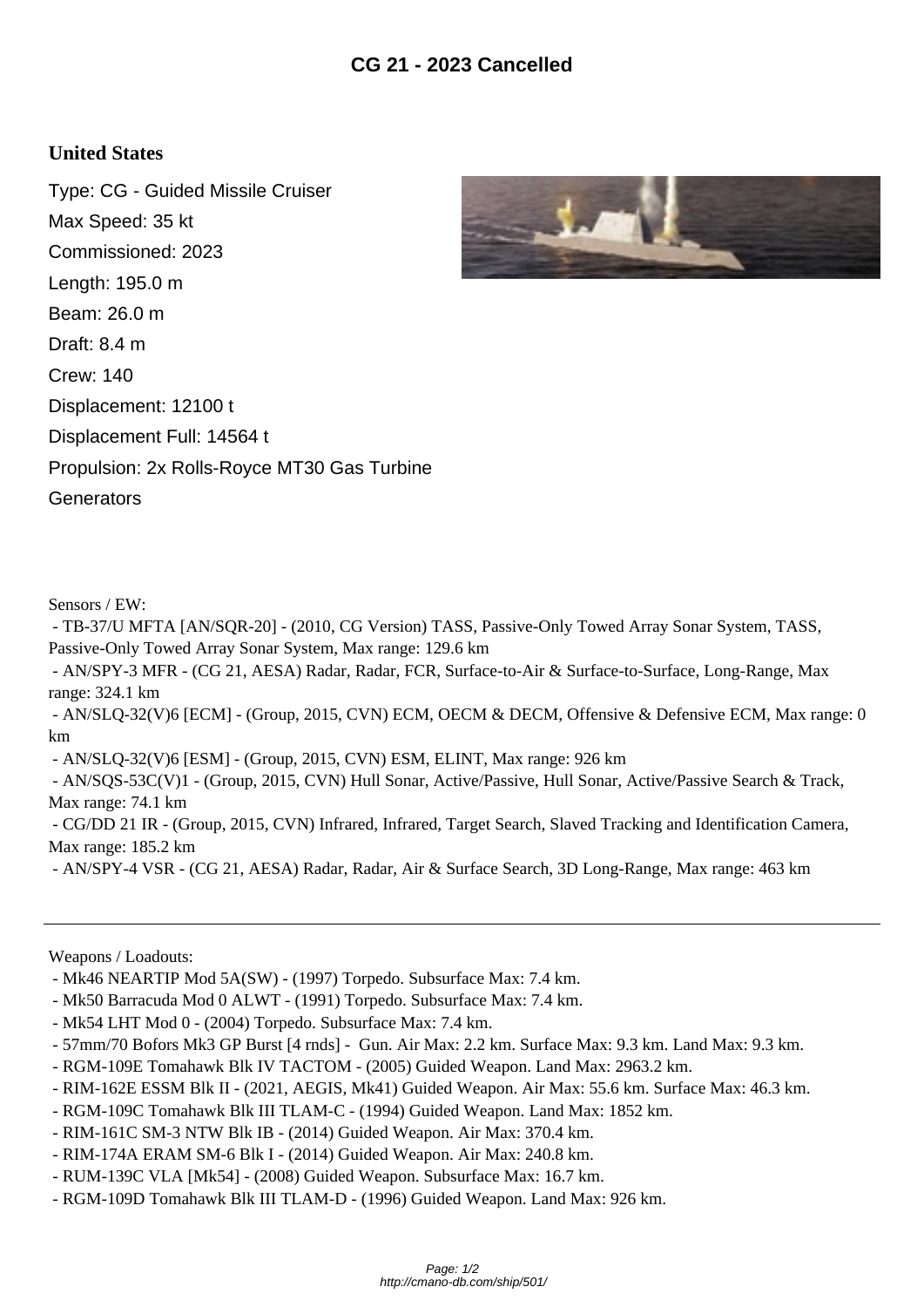# CG 21 - 2023 Cancelled

## United States

Type: CG - Guided Missile Cruiser

Max Speed: 35 kt

Commissioned: 2023

Length: 195.0 m

Beam: 26.0 m

Draft: 8.4 m

Crew: 140

Displacement: 12100 t

Displacement Full: 14564 t

Propulsion: 2x Rolls-Royce MT30 Gas Turbine Generators

Sensors / EW:

- TB-37/U MFTA [AN/SQR-20] - (2010, CG Version) TASS, Passive-Only Towed Array Sonar System, TASS, Passive-Only Towed Array Sonar System, Max range: 129.6 km
- AN/SPY-3 MFR - (CG 21, AESA) Radar, Radar, FCR, Surface-to-Air & Surface-to-Surface, Long-Range, Max range: 324.1 km
- AN/SLQ-32(V)6 [ECM] - (Group, 2015, CVN) ECM, OECM & DECM, Offensive & Defensive ECM, Max range: 0 km
- AN/SLQ-32(V)6 [ESM] - (Group, 2015, CVN) ESM, ELINT, Max range: 926 km
- AN/SQS-53C(V)1 - (Group, 2015, CVN) Hull Sonar, Active/Passive, Hull Sonar, Active/Passive Search & Track, Max range: 74.1 km
- CG/DD 21 IR - (Group, 2015, CVN) Infrared, Infrared, Target Search, Slaved Tracking and Identification Camera, Max range: 185.2 km
- AN/SPY-4 VSR - (CG 21, AESA) Radar, Radar, Air & Surface Search, 3D Long-Range, Max range: 463 km

---

Weapons / Loadouts:

- Mk46 NEARTIP Mod 5A(SW) - (1997) Torpedo. Subsurface Max: 7.4 km.
- Mk50 Barracuda Mod 0 ALWT - (1991) Torpedo. Subsurface Max: 7.4 km.
- Mk54 LHT Mod 0 - (2004) Torpedo. Subsurface Max: 7.4 km.
- 57mm/70 Bofors Mk3 GP Burst [4 rnds] - Gun. Air Max: 2.2 km. Surface Max: 9.3 km. Land Max: 9.3 km.
- RGM-109E Tomahawk Blk IV TACTOM - (2005) Guided Weapon. Land Max: 2963.2 km.
- RIM-162E ESSM Blk II - (2021, AEGIS, Mk41) Guided Weapon. Air Max: 55.6 km. Surface Max: 46.3 km.
- RGM-109C Tomahawk Blk III TLAM-C - (1994) Guided Weapon. Land Max: 1852 km.
- RIM-161C SM-3 NTW Blk IB - (2014) Guided Weapon. Air Max: 370.4 km.
- RIM-174A ERAM SM-6 Blk I - (2014) Guided Weapon. Air Max: 240.8 km.
- RUM-139C VLA [Mk54] - (2008) Guided Weapon. Subsurface Max: 16.7 km.
- RGM-109D Tomahawk Blk III TLAM-D - (1996) Guided Weapon. Land Max: 926 km.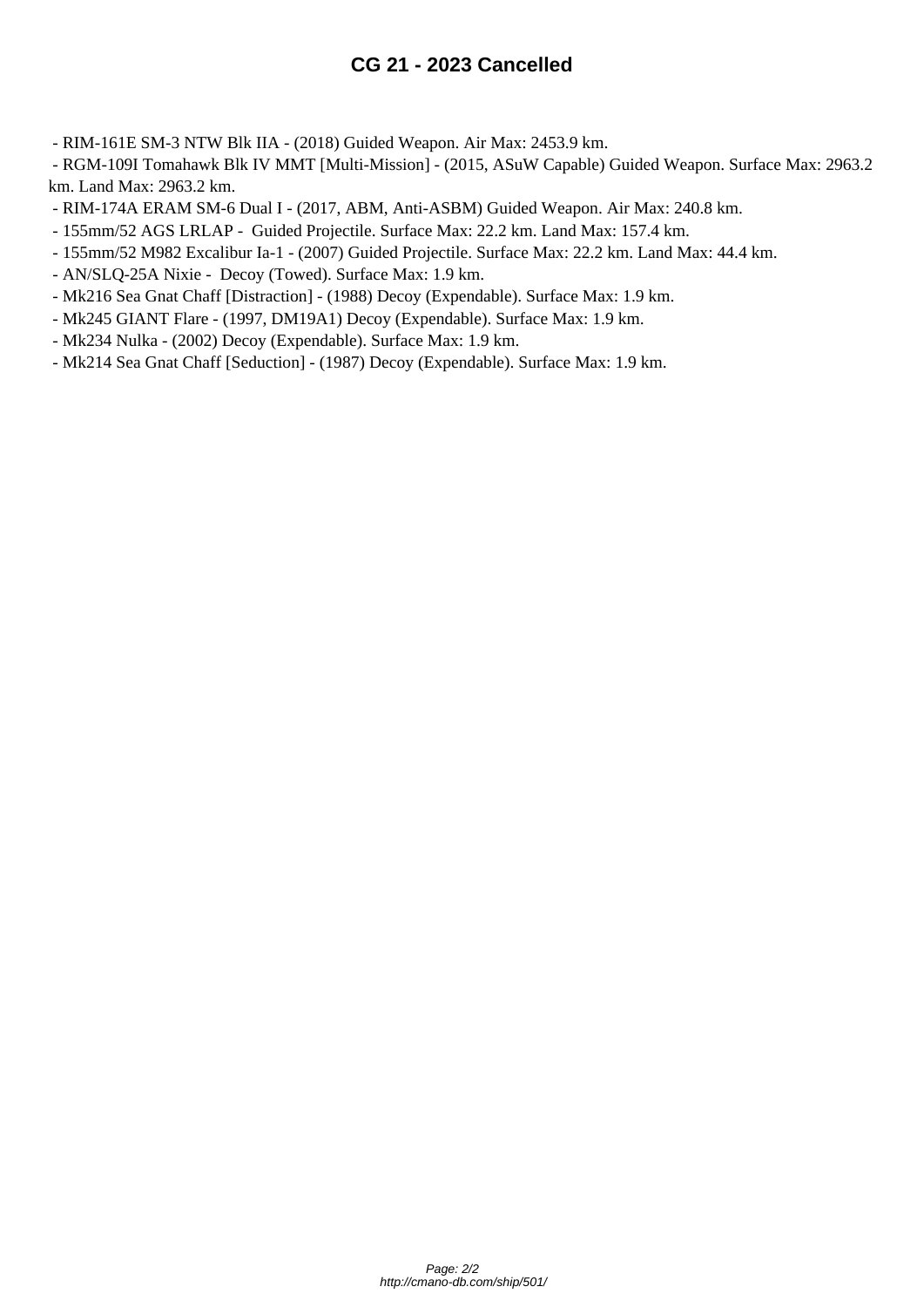- RIM-161E SM-3 NTW Blk IIA - (2018) Guided Weapon. Air Max: 2453.9 km.
- RGM-109I Tomahawk Blk IV MMT [Multi-Mission] - (2015, ASuW Capable) Guided Weapon. Surface Max: 2963.2 km. Land Max: 2963.2 km.
- RIM-174A ERAM SM-6 Dual I - (2017, ABM, Anti-ASBM) Guided Weapon. Air Max: 240.8 km.
- 155mm/52 AGS LRLAP - Guided Projectile. Surface Max: 22.2 km. Land Max: 157.4 km.
- 155mm/52 M982 Excalibur Ia-1 - (2007) Guided Projectile. Surface Max: 22.2 km. Land Max: 44.4 km.
- AN/SLQ-25A Nixie - Decoy (Towed). Surface Max: 1.9 km.
- Mk216 Sea Gnat Chaff [Distraction] - (1988) Decoy (Expendable). Surface Max: 1.9 km.
- Mk245 GIANT Flare - (1997, DM19A1) Decoy (Expendable). Surface Max: 1.9 km.
- Mk234 Nulka - (2002) Decoy (Expendable). Surface Max: 1.9 km.
- Mk214 Sea Gnat Chaff [Seduction] - (1987) Decoy (Expendable). Surface Max: 1.9 km.